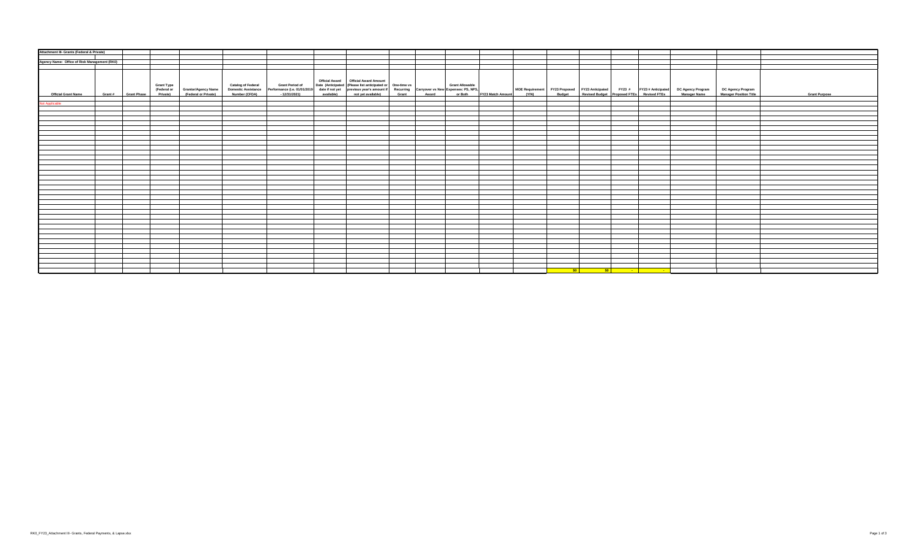Attachment III- Grants (Federal & Private)

Agency Name: Office of Risk Management (RK0)

| Official Grant Name | Grant # | Grant Phase | Grant Type (Federal or Private) | Grantor/Agency Name (Federal or Private) | Catalog of Federal Domestic Assistance Number (CFDA) | Grant Period of Performance (i.e. 01/01/2019 - 12/31/2021) | Official Award Date (Anticipated date if not yet available) | Official Award Amount (Please list anticipated or previous year's amount if not yet available) | One-time vs Recurring Grant | Carryover vs New Award | Grant Allowable Expenses: PS, NPS, or Both | FY23 Match Amount | MOE Requirement (Y/N) | FY23 Proposed Budget | FY23 Anticipated Revised Budget | FY23 # Proposed FTEs | FY23 # Anticipated Revised FTEs | DC Agency Program Manager Name | DC Agency Program Manager Position Title | Grant Purpose |
|---|---|---|---|---|---|---|---|---|---|---|---|---|---|---|---|---|---|---|---|---|
| Not Applicable | | | | | | | | | | | | | | | | | | | | |
| | | | | | | | | | | | | | | $0 | $0 | - | - | | | |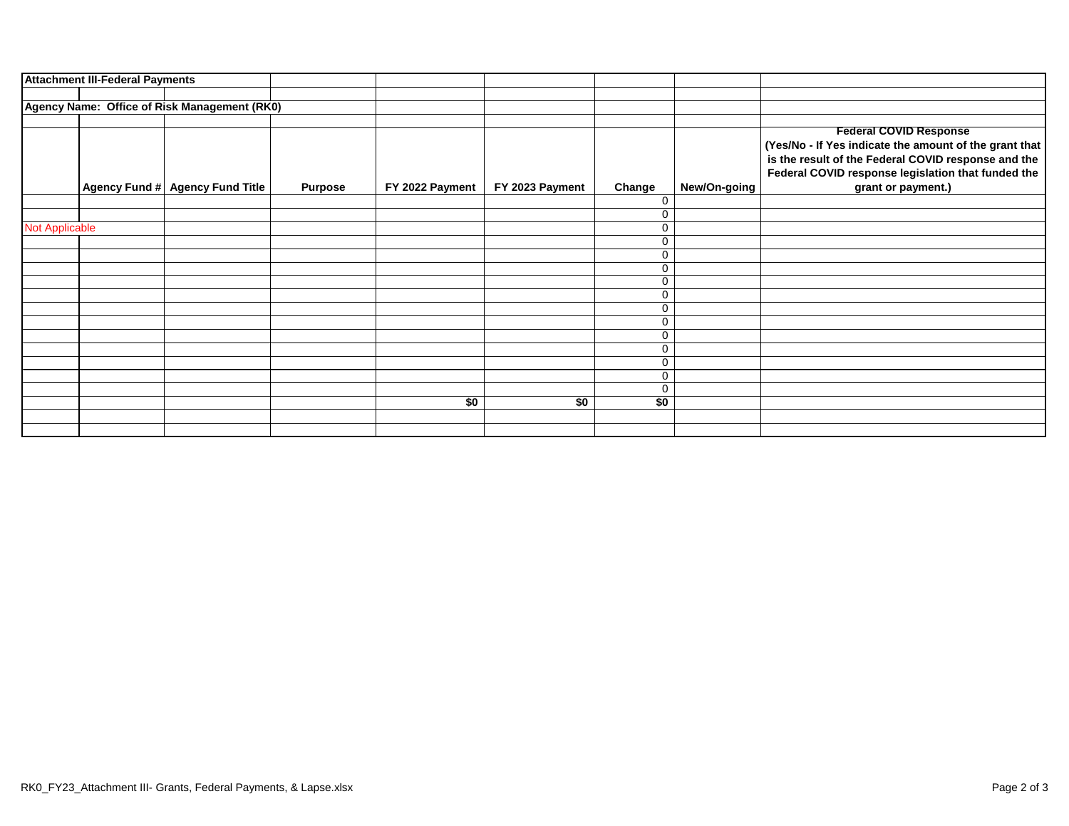**Attachment III-Federal Payments**

**Agency Name: Office of Risk Management (RK0)**

| | Agency Fund # | Agency Fund Title | Purpose | FY 2022 Payment | FY 2023 Payment | Change | New/On-going | Federal COVID Response (Yes/No - If Yes indicate the amount of the grant that is the result of the Federal COVID response and the Federal COVID response legislation that funded the grant or payment.) |
|---|---|---|---|---|---|---|---|---|
| | | | | | | 0 | | |
| | | | | | | 0 | | |
| Not Applicable | | | | | | 0 | | |
| | | | | | | 0 | | |
| | | | | | | 0 | | |
| | | | | | | 0 | | |
| | | | | | | 0 | | |
| | | | | | | 0 | | |
| | | | | | | 0 | | |
| | | | | | | 0 | | |
| | | | | | | 0 | | |
| | | | | | | 0 | | |
| | | | | | | 0 | | |
| | | | | | | 0 | | |
| | | | | | | 0 | | |
| | | | | **$0** | **$0** | **$0** | | |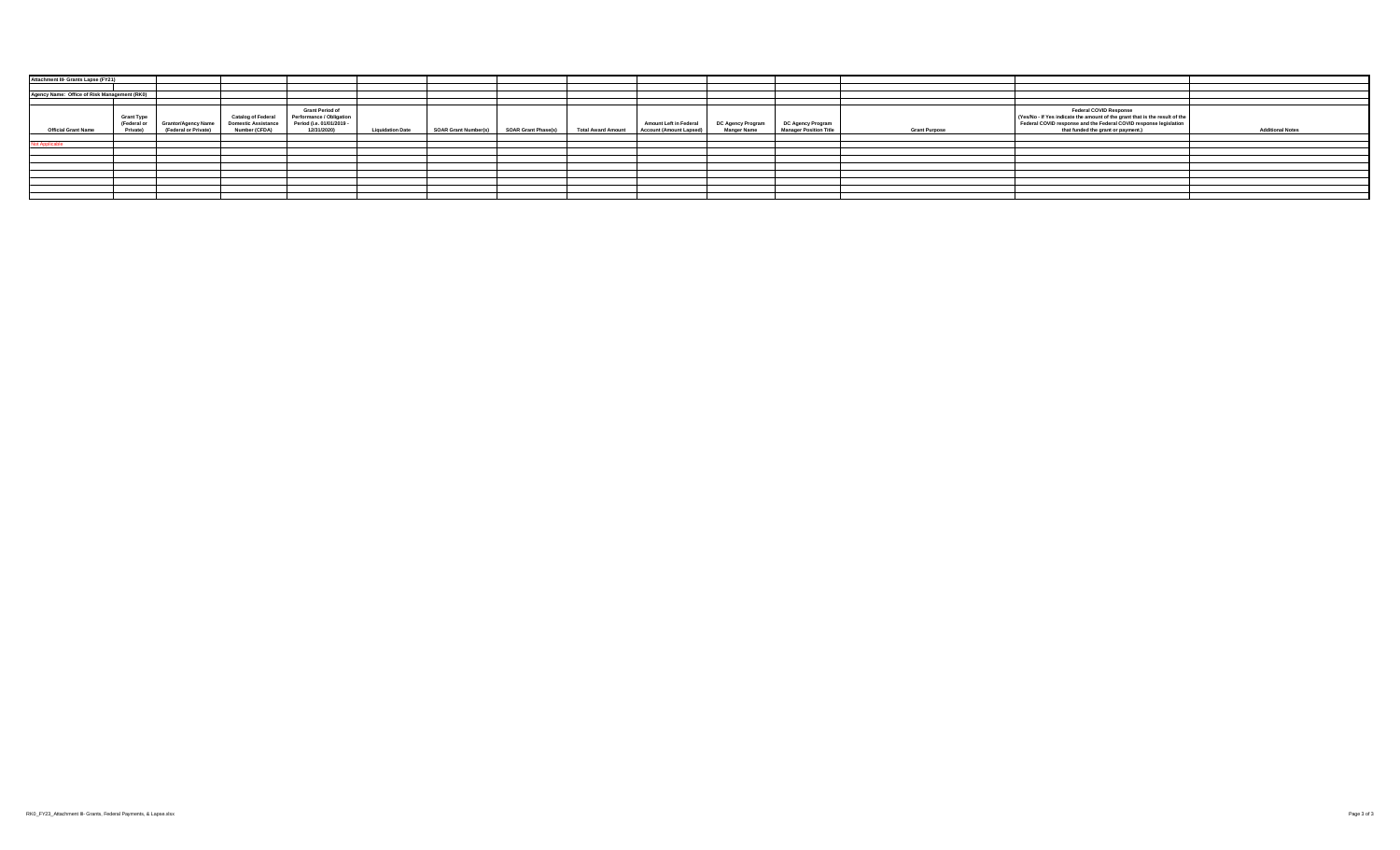Attachment III- Grants Lapse (FY21)

Agency Name: Office of Risk Management (RK0)

| Official Grant Name | Grant Type (Federal or Private) | Grantor/Agency Name (Federal or Private) | Catalog of Federal Domestic Assistance Number (CFDA) | Grant Period of Performance / Obligation Period (i.e. 01/01/2019 - 12/31/2020) | Liquidation Date | SOAR Grant Number(s) | SOAR Grant Phase(s) | Total Award Amount | Amount Left in Federal Account (Amount Lapsed) | DC Agency Program Manger Name | DC Agency Program Manager Position Title | Grant Purpose | Federal COVID Response (Yes/No - If Yes indicate the amount of the grant that is the result of the Federal COVID response and the Federal COVID response legislation that funded the grant or payment.) | Additional Notes |
|---|---|---|---|---|---|---|---|---|---|---|---|---|---|---|
| Not Applicable | | | | | | | | | | | | | | |